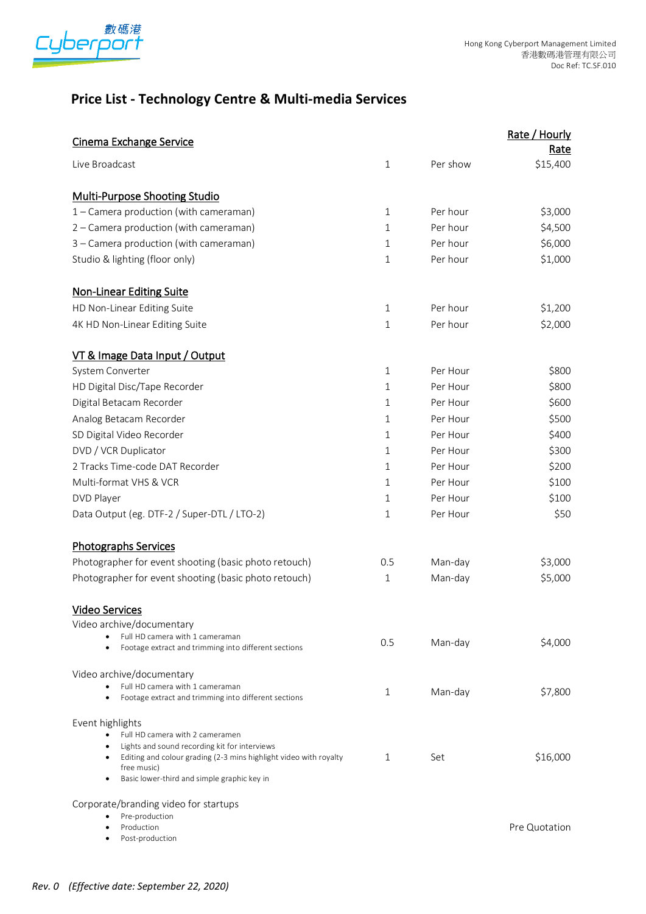Hong Kong Cyberport Management Limited
香港數碼港管理有限公司
Doc Ref: TC.SF.010

# Price List - Technology Centre & Multi-media Services

| Cinema Exchange Service | | | Rate / Hourly Rate |
|---|---|---|---|
| Live Broadcast | 1 | Per show | $15,400 |
| **Multi-Purpose Shooting Studio** | | | |
| 1 – Camera production (with cameraman) | 1 | Per hour | $3,000 |
| 2 – Camera production (with cameraman) | 1 | Per hour | $4,500 |
| 3 – Camera production (with cameraman) | 1 | Per hour | $6,000 |
| Studio & lighting (floor only) | 1 | Per hour | $1,000 |
| **Non-Linear Editing Suite** | | | |
| HD Non-Linear Editing Suite | 1 | Per hour | $1,200 |
| 4K HD Non-Linear Editing Suite | 1 | Per hour | $2,000 |
| **VT & Image Data Input / Output** | | | |
| System Converter | 1 | Per Hour | $800 |
| HD Digital Disc/Tape Recorder | 1 | Per Hour | $800 |
| Digital Betacam Recorder | 1 | Per Hour | $600 |
| Analog Betacam Recorder | 1 | Per Hour | $500 |
| SD Digital Video Recorder | 1 | Per Hour | $400 |
| DVD / VCR Duplicator | 1 | Per Hour | $300 |
| 2 Tracks Time-code DAT Recorder | 1 | Per Hour | $200 |
| Multi-format VHS & VCR | 1 | Per Hour | $100 |
| DVD Player | 1 | Per Hour | $100 |
| Data Output (eg. DTF-2 / Super-DTL / LTO-2) | 1 | Per Hour | $50 |
| **Photographs Services** | | | |
| Photographer for event shooting (basic photo retouch) | 0.5 | Man-day | $3,000 |
| Photographer for event shooting (basic photo retouch) | 1 | Man-day | $5,000 |
| **Video Services** | | | |
| Video archive/documentary<br>• Full HD camera with 1 cameraman<br>• Footage extract and trimming into different sections | 0.5 | Man-day | $4,000 |
| Video archive/documentary<br>• Full HD camera with 1 cameraman<br>• Footage extract and trimming into different sections | 1 | Man-day | $7,800 |
| Event highlights<br>• Full HD camera with 2 cameramen<br>• Lights and sound recording kit for interviews<br>• Editing and colour grading (2-3 mins highlight video with royalty free music)<br>• Basic lower-third and simple graphic key in | 1 | Set | $16,000 |
| Corporate/branding video for startups<br>• Pre-production<br>• Production<br>• Post-production | | | Pre Quotation |

*Rev. 0 (Effective date: September 22, 2020)*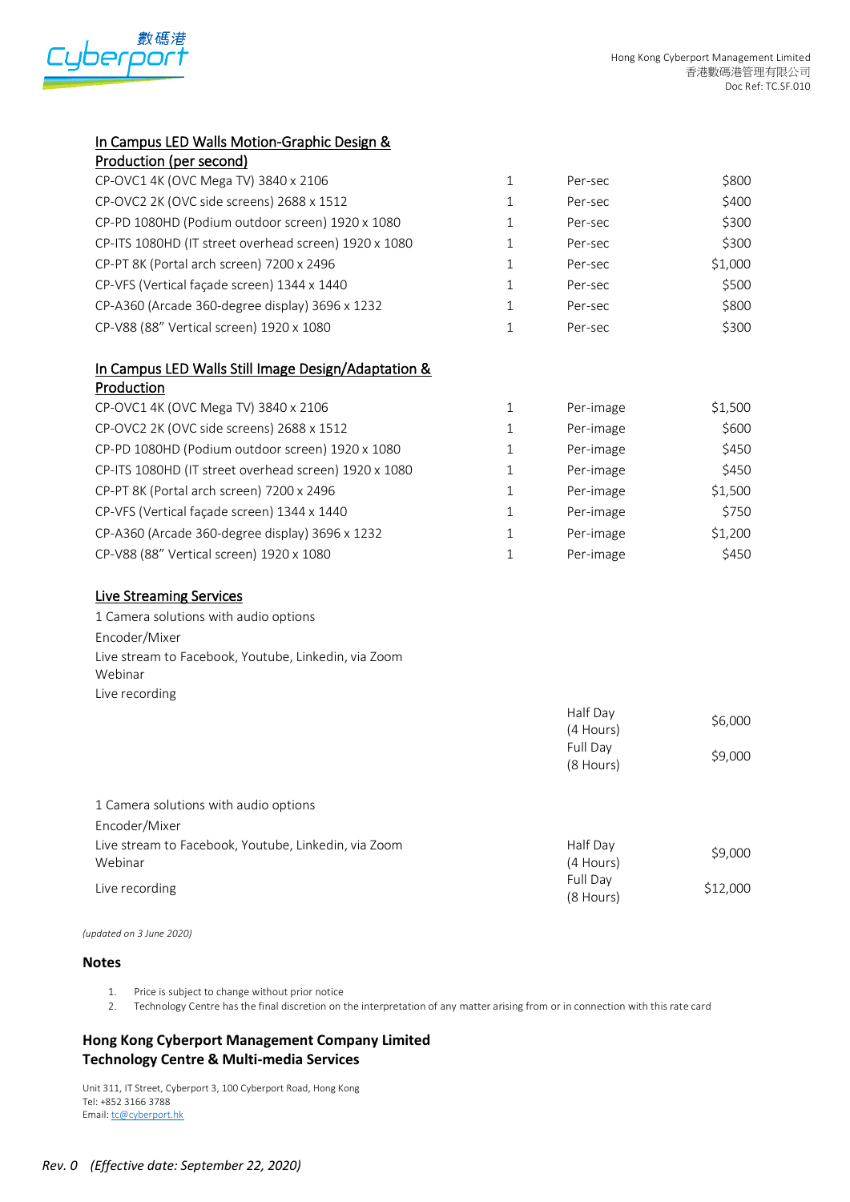| | | | |
|---|---|---|---|
| **In Campus LED Walls Motion-Graphic Design & Production (per second)** | | | |
| CP-OVC1 4K (OVC Mega TV) 3840 x 2106 | 1 | Per-sec | $800 |
| CP-OVC2 2K (OVC side screens) 2688 x 1512 | 1 | Per-sec | $400 |
| CP-PD 1080HD (Podium outdoor screen) 1920 x 1080 | 1 | Per-sec | $300 |
| CP-ITS 1080HD (IT street overhead screen) 1920 x 1080 | 1 | Per-sec | $300 |
| CP-PT 8K (Portal arch screen) 7200 x 2496 | 1 | Per-sec | $1,000 |
| CP-VFS (Vertical façade screen) 1344 x 1440 | 1 | Per-sec | $500 |
| CP-A360 (Arcade 360-degree display) 3696 x 1232 | 1 | Per-sec | $800 |
| CP-V88 (88" Vertical screen) 1920 x 1080 | 1 | Per-sec | $300 |
| **In Campus LED Walls Still Image Design/Adaptation & Production** | | | |
| CP-OVC1 4K (OVC Mega TV) 3840 x 2106 | 1 | Per-image | $1,500 |
| CP-OVC2 2K (OVC side screens) 2688 x 1512 | 1 | Per-image | $600 |
| CP-PD 1080HD (Podium outdoor screen) 1920 x 1080 | 1 | Per-image | $450 |
| CP-ITS 1080HD (IT street overhead screen) 1920 x 1080 | 1 | Per-image | $450 |
| CP-PT 8K (Portal arch screen) 7200 x 2496 | 1 | Per-image | $1,500 |
| CP-VFS (Vertical façade screen) 1344 x 1440 | 1 | Per-image | $750 |
| CP-A360 (Arcade 360-degree display) 3696 x 1232 | 1 | Per-image | $1,200 |
| CP-V88 (88" Vertical screen) 1920 x 1080 | 1 | Per-image | $450 |
| **Live Streaming Services** | | | |
| 1 Camera solutions with audio options<br>Encoder/Mixer<br>Live stream to Facebook, Youtube, Linkedin, via Zoom Webinar<br>Live recording | | Half Day (4 Hours) | $6,000 |
| | | Full Day (8 Hours) | $9,000 |
| 1 Camera solutions with audio options<br>Encoder/Mixer<br>Live stream to Facebook, Youtube, Linkedin, via Zoom Webinar<br>Live recording | | Half Day (4 Hours) | $9,000 |
| | | Full Day (8 Hours) | $12,000 |

*(updated on 3 June 2020)*

**Notes**

1. Price is subject to change without prior notice
2. Technology Centre has the final discretion on the interpretation of any matter arising from or in connection with this rate card

**Hong Kong Cyberport Management Company Limited**
**Technology Centre & Multi-media Services**

Unit 311, IT Street, Cyberport 3, 100 Cyberport Road, Hong Kong
Tel: +852 3166 3788
Email: tc@cyberport.hk

*Rev. 0 (Effective date: September 22, 2020)*